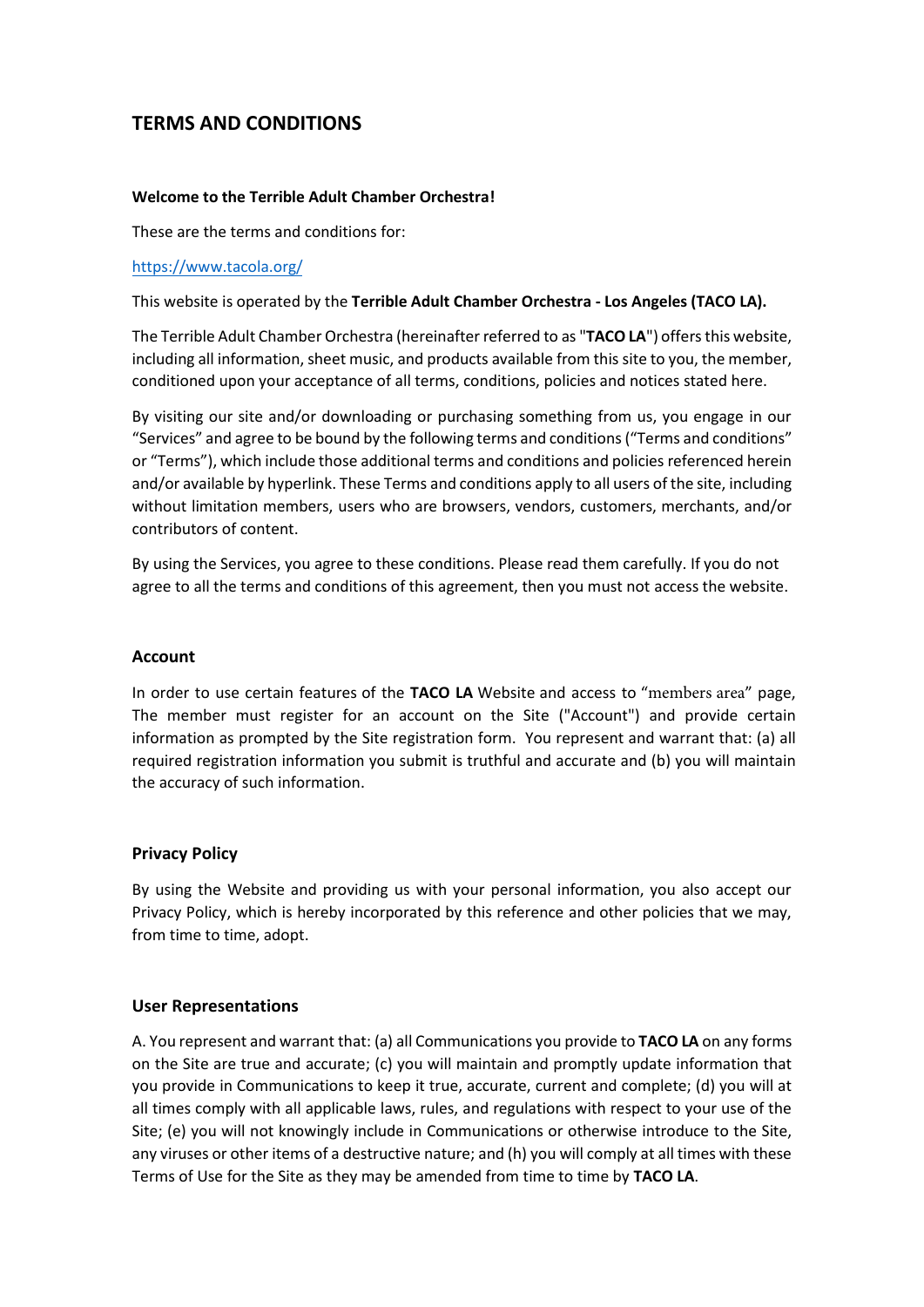## TERMS AND CONDITIONS

**Welcome to the Terrible Adult Chamber Orchestra!**

These are the terms and conditions for:

https://www.tacola.org/

This website is operated by the **Terrible Adult Chamber Orchestra - Los Angeles (TACO LA).**

The Terrible Adult Chamber Orchestra (hereinafter referred to as "**TACO LA**") offers this website, including all information, sheet music, and products available from this site to you, the member, conditioned upon your acceptance of all terms, conditions, policies and notices stated here.

By visiting our site and/or downloading or purchasing something from us, you engage in our "Services" and agree to be bound by the following terms and conditions ("Terms and conditions" or "Terms"), which include those additional terms and conditions and policies referenced herein and/or available by hyperlink. These Terms and conditions apply to all users of the site, including without limitation members, users who are browsers, vendors, customers, merchants, and/or contributors of content.

By using the Services, you agree to these conditions. Please read them carefully. If you do not agree to all the terms and conditions of this agreement, then you must not access the website.

### Account

In order to use certain features of the **TACO LA** Website and access to "members area" page, The member must register for an account on the Site ("Account") and provide certain information as prompted by the Site registration form. You represent and warrant that: (a) all required registration information you submit is truthful and accurate and (b) you will maintain the accuracy of such information.

### Privacy Policy

By using the Website and providing us with your personal information, you also accept our Privacy Policy, which is hereby incorporated by this reference and other policies that we may, from time to time, adopt.

### User Representations

A. You represent and warrant that: (a) all Communications you provide to **TACO LA** on any forms on the Site are true and accurate; (c) you will maintain and promptly update information that you provide in Communications to keep it true, accurate, current and complete; (d) you will at all times comply with all applicable laws, rules, and regulations with respect to your use of the Site; (e) you will not knowingly include in Communications or otherwise introduce to the Site, any viruses or other items of a destructive nature; and (h) you will comply at all times with these Terms of Use for the Site as they may be amended from time to time by **TACO LA**.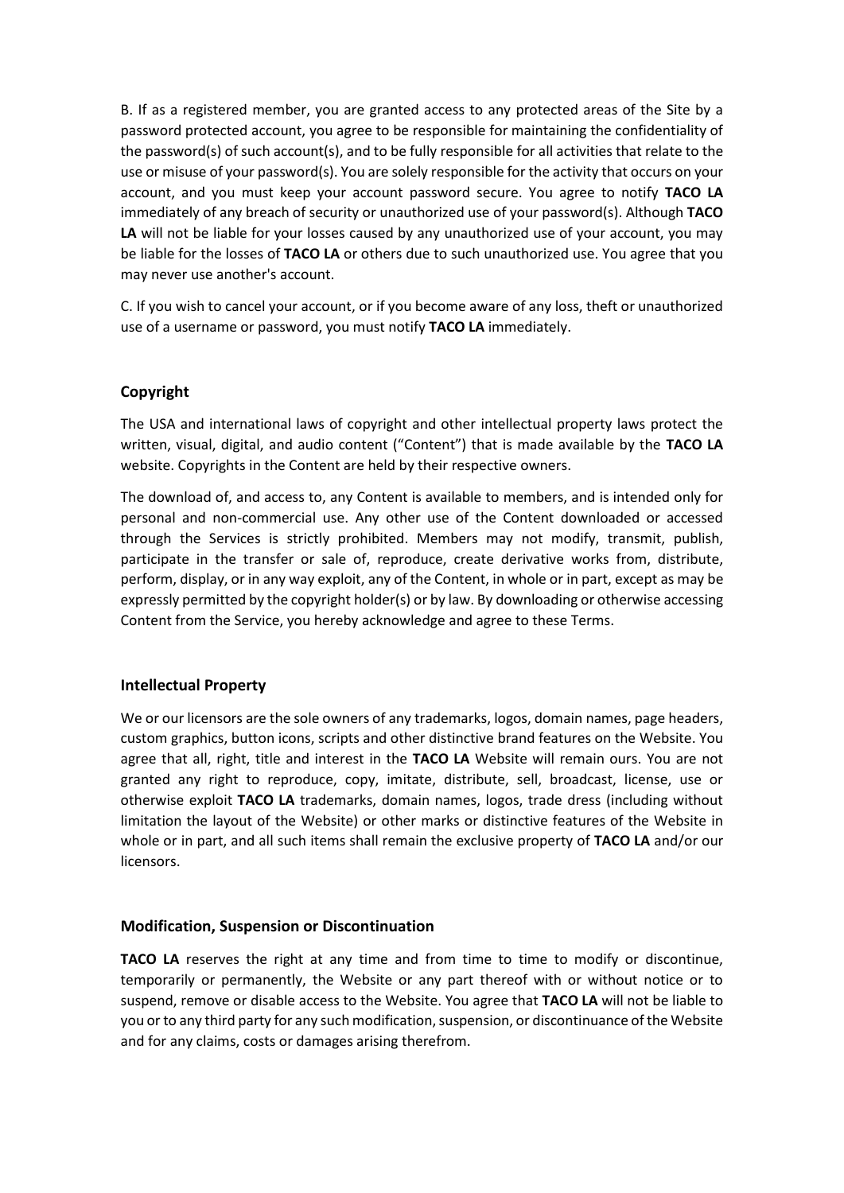B. If as a registered member, you are granted access to any protected areas of the Site by a password protected account, you agree to be responsible for maintaining the confidentiality of the password(s) of such account(s), and to be fully responsible for all activities that relate to the use or misuse of your password(s). You are solely responsible for the activity that occurs on your account, and you must keep your account password secure. You agree to notify **TACO LA** immediately of any breach of security or unauthorized use of your password(s). Although **TACO LA** will not be liable for your losses caused by any unauthorized use of your account, you may be liable for the losses of **TACO LA** or others due to such unauthorized use. You agree that you may never use another's account.

C. If you wish to cancel your account, or if you become aware of any loss, theft or unauthorized use of a username or password, you must notify **TACO LA** immediately.

### Copyright

The USA and international laws of copyright and other intellectual property laws protect the written, visual, digital, and audio content ("Content") that is made available by the **TACO LA** website. Copyrights in the Content are held by their respective owners.

The download of, and access to, any Content is available to members, and is intended only for personal and non-commercial use. Any other use of the Content downloaded or accessed through the Services is strictly prohibited. Members may not modify, transmit, publish, participate in the transfer or sale of, reproduce, create derivative works from, distribute, perform, display, or in any way exploit, any of the Content, in whole or in part, except as may be expressly permitted by the copyright holder(s) or by law. By downloading or otherwise accessing Content from the Service, you hereby acknowledge and agree to these Terms.

### Intellectual Property

We or our licensors are the sole owners of any trademarks, logos, domain names, page headers, custom graphics, button icons, scripts and other distinctive brand features on the Website. You agree that all, right, title and interest in the **TACO LA** Website will remain ours. You are not granted any right to reproduce, copy, imitate, distribute, sell, broadcast, license, use or otherwise exploit **TACO LA** trademarks, domain names, logos, trade dress (including without limitation the layout of the Website) or other marks or distinctive features of the Website in whole or in part, and all such items shall remain the exclusive property of **TACO LA** and/or our licensors.

### Modification, Suspension or Discontinuation

**TACO LA** reserves the right at any time and from time to time to modify or discontinue, temporarily or permanently, the Website or any part thereof with or without notice or to suspend, remove or disable access to the Website. You agree that **TACO LA** will not be liable to you or to any third party for any such modification, suspension, or discontinuance of the Website and for any claims, costs or damages arising therefrom.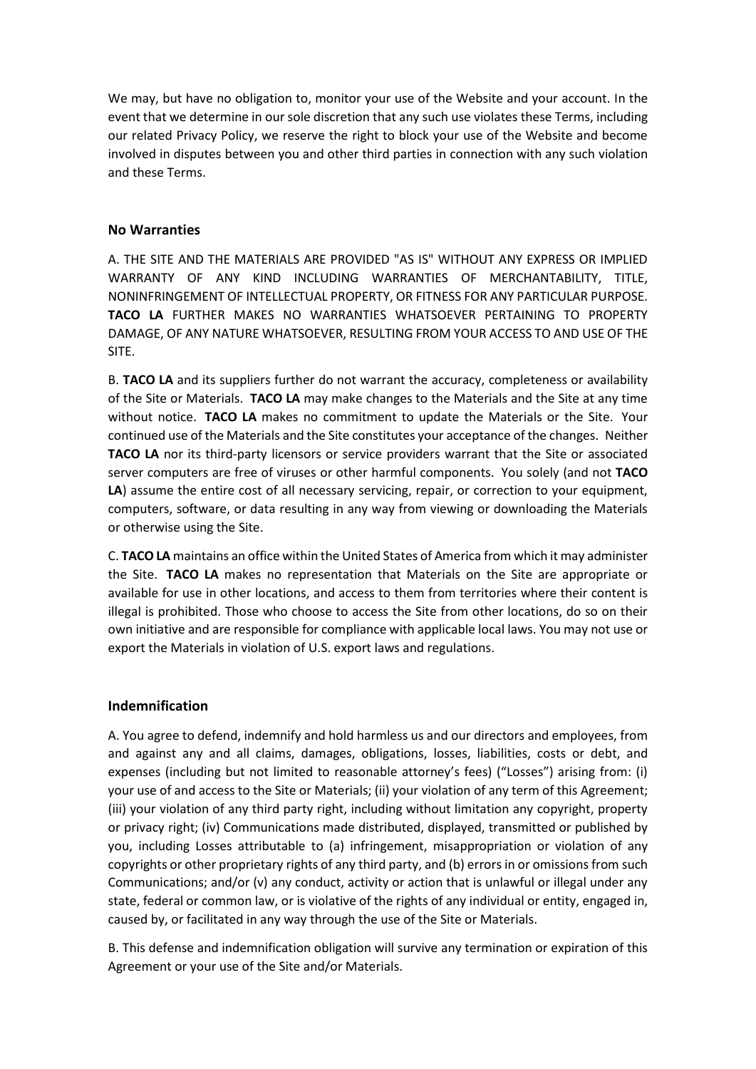We may, but have no obligation to, monitor your use of the Website and your account. In the event that we determine in our sole discretion that any such use violates these Terms, including our related Privacy Policy, we reserve the right to block your use of the Website and become involved in disputes between you and other third parties in connection with any such violation and these Terms.

## No Warranties

A. THE SITE AND THE MATERIALS ARE PROVIDED "AS IS" WITHOUT ANY EXPRESS OR IMPLIED WARRANTY OF ANY KIND INCLUDING WARRANTIES OF MERCHANTABILITY, TITLE, NONINFRINGEMENT OF INTELLECTUAL PROPERTY, OR FITNESS FOR ANY PARTICULAR PURPOSE. **TACO LA** FURTHER MAKES NO WARRANTIES WHATSOEVER PERTAINING TO PROPERTY DAMAGE, OF ANY NATURE WHATSOEVER, RESULTING FROM YOUR ACCESS TO AND USE OF THE SITE.

B. **TACO LA** and its suppliers further do not warrant the accuracy, completeness or availability of the Site or Materials. **TACO LA** may make changes to the Materials and the Site at any time without notice. **TACO LA** makes no commitment to update the Materials or the Site. Your continued use of the Materials and the Site constitutes your acceptance of the changes. Neither **TACO LA** nor its third-party licensors or service providers warrant that the Site or associated server computers are free of viruses or other harmful components. You solely (and not **TACO LA**) assume the entire cost of all necessary servicing, repair, or correction to your equipment, computers, software, or data resulting in any way from viewing or downloading the Materials or otherwise using the Site.

C. **TACO LA** maintains an office within the United States of America from which it may administer the Site. **TACO LA** makes no representation that Materials on the Site are appropriate or available for use in other locations, and access to them from territories where their content is illegal is prohibited. Those who choose to access the Site from other locations, do so on their own initiative and are responsible for compliance with applicable local laws. You may not use or export the Materials in violation of U.S. export laws and regulations.

## Indemnification

A. You agree to defend, indemnify and hold harmless us and our directors and employees, from and against any and all claims, damages, obligations, losses, liabilities, costs or debt, and expenses (including but not limited to reasonable attorney's fees) ("Losses") arising from: (i) your use of and access to the Site or Materials; (ii) your violation of any term of this Agreement; (iii) your violation of any third party right, including without limitation any copyright, property or privacy right; (iv) Communications made distributed, displayed, transmitted or published by you, including Losses attributable to (a) infringement, misappropriation or violation of any copyrights or other proprietary rights of any third party, and (b) errors in or omissions from such Communications; and/or (v) any conduct, activity or action that is unlawful or illegal under any state, federal or common law, or is violative of the rights of any individual or entity, engaged in, caused by, or facilitated in any way through the use of the Site or Materials.

B. This defense and indemnification obligation will survive any termination or expiration of this Agreement or your use of the Site and/or Materials.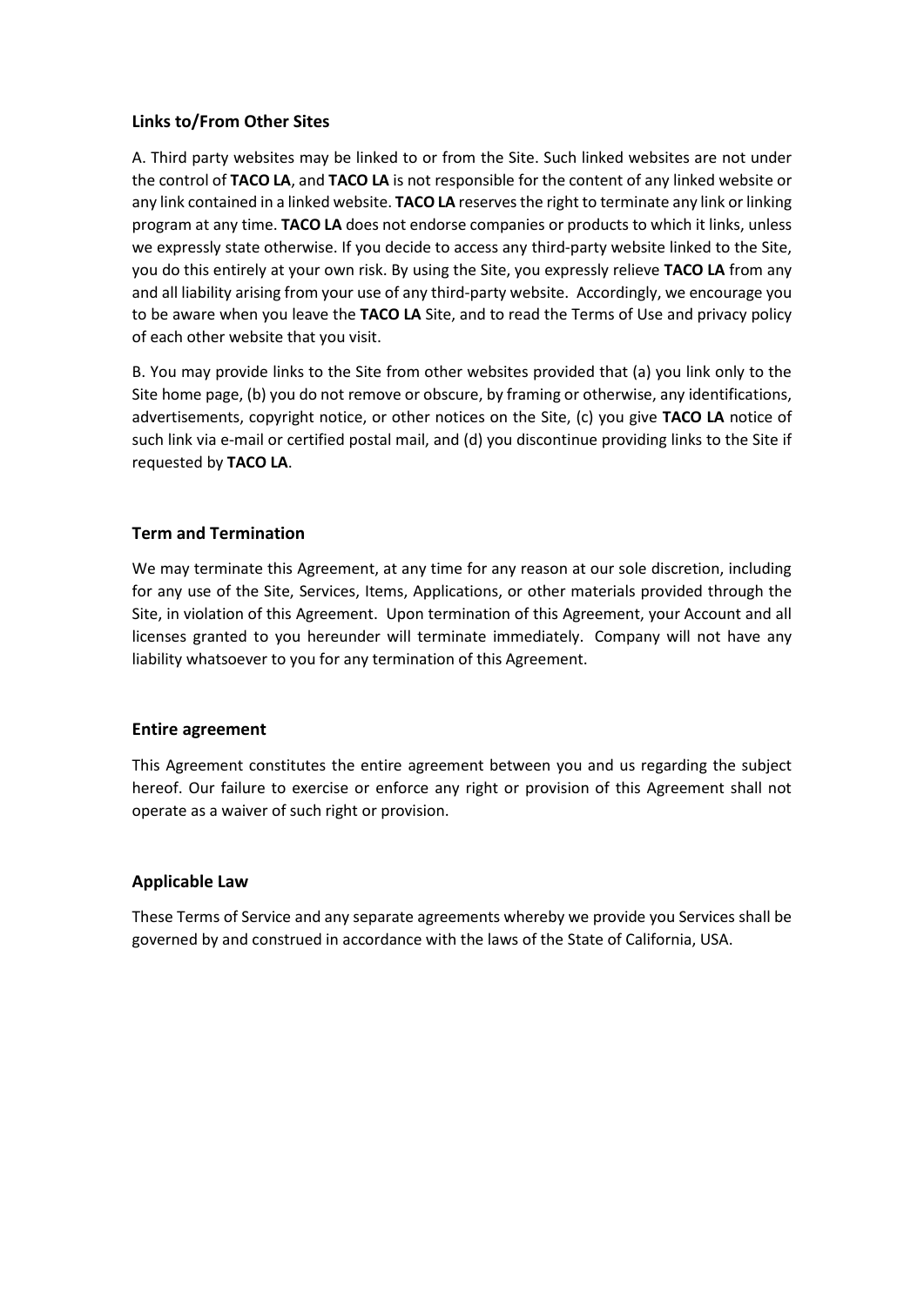## Links to/From Other Sites

A. Third party websites may be linked to or from the Site. Such linked websites are not under the control of **TACO LA**, and **TACO LA** is not responsible for the content of any linked website or any link contained in a linked website. **TACO LA** reserves the right to terminate any link or linking program at any time. **TACO LA** does not endorse companies or products to which it links, unless we expressly state otherwise. If you decide to access any third-party website linked to the Site, you do this entirely at your own risk. By using the Site, you expressly relieve **TACO LA** from any and all liability arising from your use of any third-party website. Accordingly, we encourage you to be aware when you leave the **TACO LA** Site, and to read the Terms of Use and privacy policy of each other website that you visit.

B. You may provide links to the Site from other websites provided that (a) you link only to the Site home page, (b) you do not remove or obscure, by framing or otherwise, any identifications, advertisements, copyright notice, or other notices on the Site, (c) you give **TACO LA** notice of such link via e-mail or certified postal mail, and (d) you discontinue providing links to the Site if requested by **TACO LA**.

## Term and Termination

We may terminate this Agreement, at any time for any reason at our sole discretion, including for any use of the Site, Services, Items, Applications, or other materials provided through the Site, in violation of this Agreement. Upon termination of this Agreement, your Account and all licenses granted to you hereunder will terminate immediately. Company will not have any liability whatsoever to you for any termination of this Agreement.

## Entire agreement

This Agreement constitutes the entire agreement between you and us regarding the subject hereof. Our failure to exercise or enforce any right or provision of this Agreement shall not operate as a waiver of such right or provision.

## Applicable Law

These Terms of Service and any separate agreements whereby we provide you Services shall be governed by and construed in accordance with the laws of the State of California, USA.